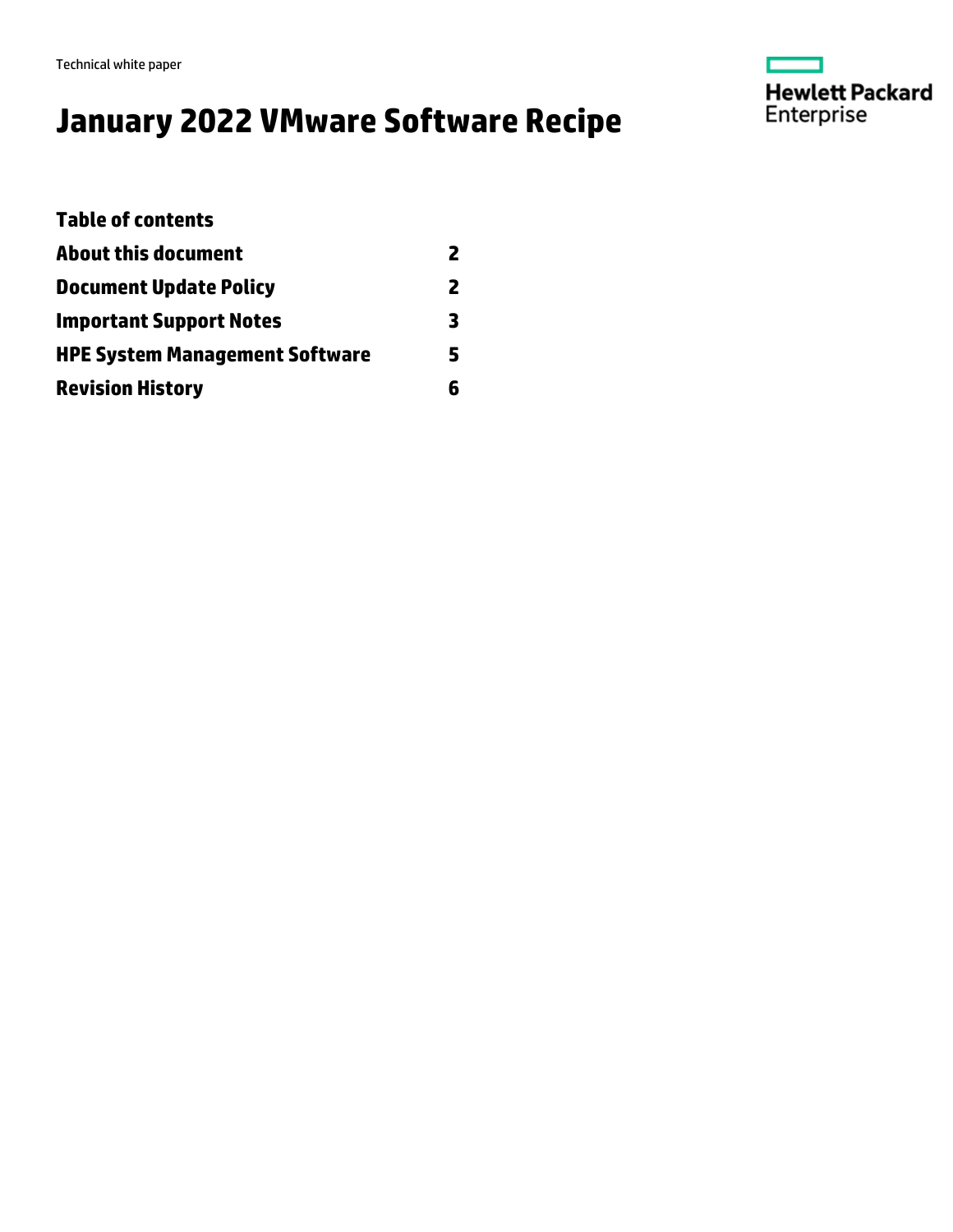Technical white paper

# January 2022 VMware Software Recipe

Hewlett Packard Enterprise

## Table of contents

| | |
|---|---|
| **About this document** | **2** |
| **Document Update Policy** | **2** |
| **Important Support Notes** | **3** |
| **HPE System Management Software** | **5** |
| **Revision History** | **6** |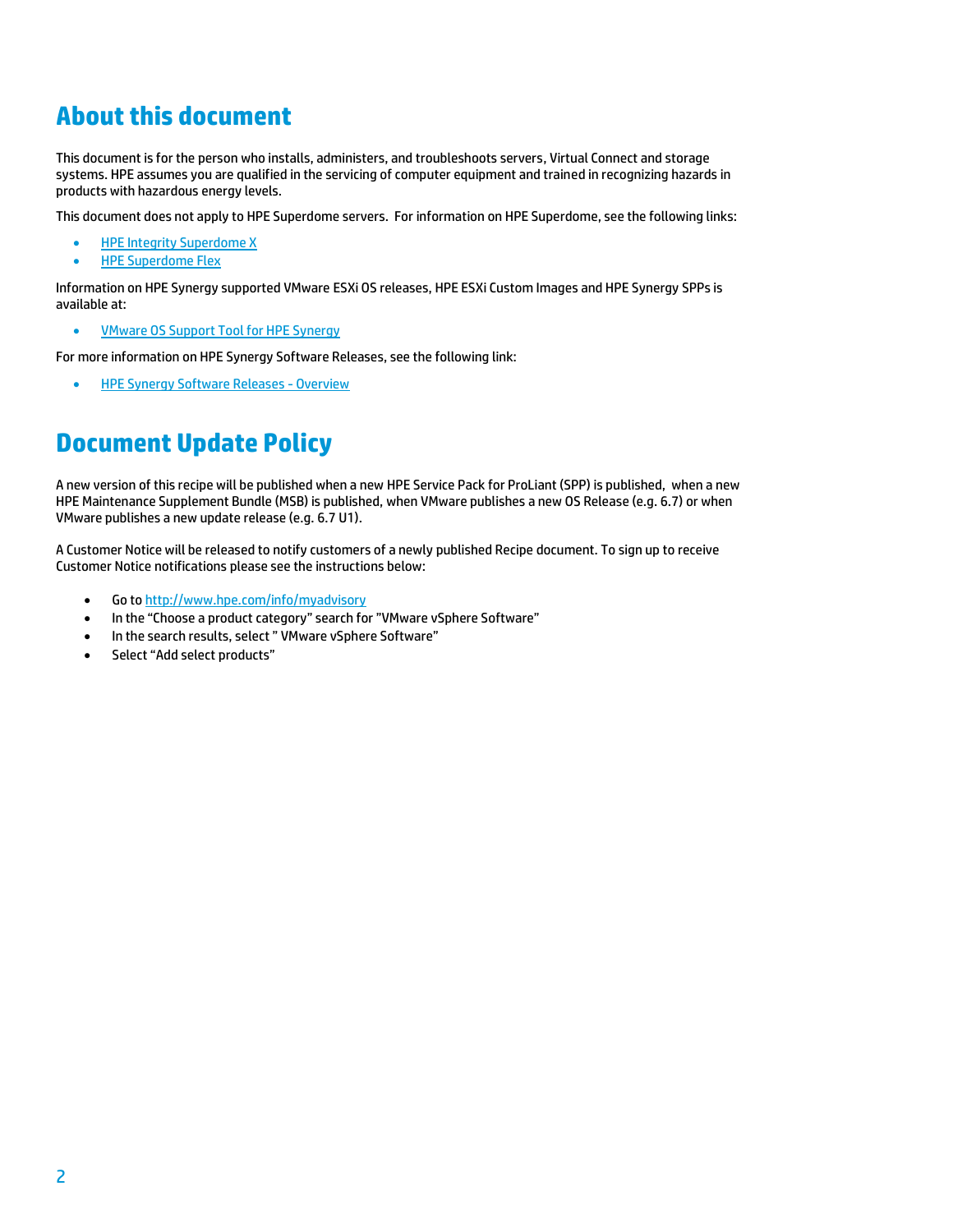# About this document

This document is for the person who installs, administers, and troubleshoots servers, Virtual Connect and storage systems. HPE assumes you are qualified in the servicing of computer equipment and trained in recognizing hazards in products with hazardous energy levels.

This document does not apply to HPE Superdome servers. For information on HPE Superdome, see the following links:

- HPE Integrity Superdome X
- HPE Superdome Flex

Information on HPE Synergy supported VMware ESXi OS releases, HPE ESXi Custom Images and HPE Synergy SPPs is available at:

- VMware OS Support Tool for HPE Synergy

For more information on HPE Synergy Software Releases, see the following link:

- HPE Synergy Software Releases - Overview

# Document Update Policy

A new version of this recipe will be published when a new HPE Service Pack for ProLiant (SPP) is published, when a new HPE Maintenance Supplement Bundle (MSB) is published, when VMware publishes a new OS Release (e.g. 6.7) or when VMware publishes a new update release (e.g. 6.7 U1).

A Customer Notice will be released to notify customers of a newly published Recipe document. To sign up to receive Customer Notice notifications please see the instructions below:

- Go to http://www.hpe.com/info/myadvisory
- In the “Choose a product category” search for ”VMware vSphere Software”
- In the search results, select ” VMware vSphere Software”
- Select “Add select products”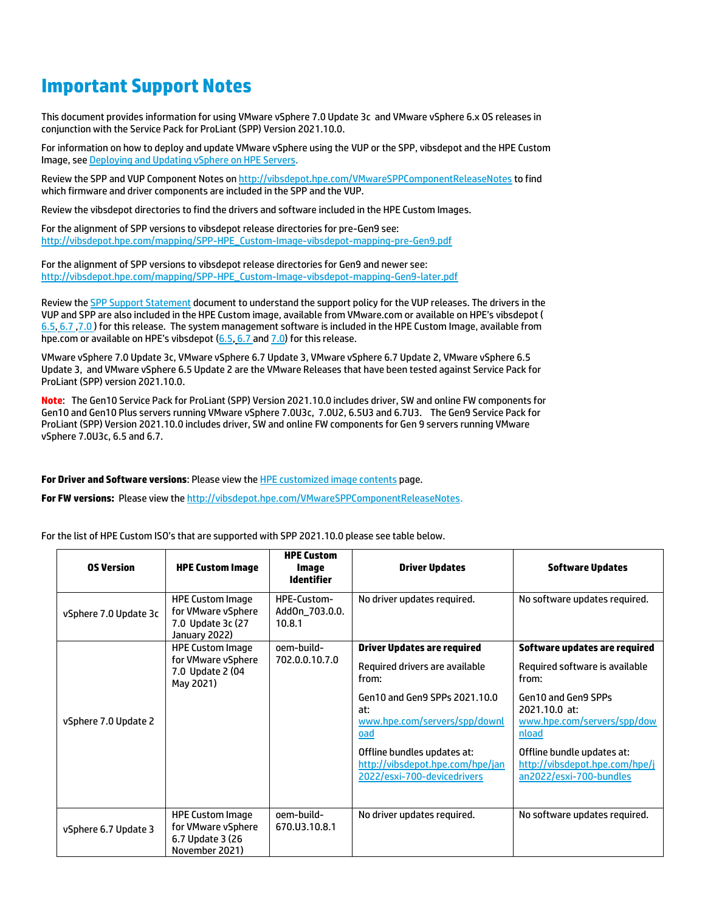# Important Support Notes

This document provides information for using VMware vSphere 7.0 Update 3c and VMware vSphere 6.x OS releases in conjunction with the Service Pack for ProLiant (SPP) Version 2021.10.0.

For information on how to deploy and update VMware vSphere using the VUP or the SPP, vibsdepot and the HPE Custom Image, see Deploying and Updating vSphere on HPE Servers.

Review the SPP and VUP Component Notes on http://vibsdepot.hpe.com/VMwareSPPComponentReleaseNotes to find which firmware and driver components are included in the SPP and the VUP.

Review the vibsdepot directories to find the drivers and software included in the HPE Custom Images.

For the alignment of SPP versions to vibsdepot release directories for pre-Gen9 see:
http://vibsdepot.hpe.com/mapping/SPP-HPE_Custom-Image-vibsdepot-mapping-pre-Gen9.pdf

For the alignment of SPP versions to vibsdepot release directories for Gen9 and newer see:
http://vibsdepot.hpe.com/mapping/SPP-HPE_Custom-Image-vibsdepot-mapping-Gen9-later.pdf

Review the SPP Support Statement document to understand the support policy for the VUP releases. The drivers in the VUP and SPP are also included in the HPE Custom image, available from VMware.com or available on HPE's vibsdepot ( 6.5, 6.7 ,7.0 ) for this release. The system management software is included in the HPE Custom Image, available from hpe.com or available on HPE's vibsdepot (6.5, 6.7 and 7.0) for this release.

VMware vSphere 7.0 Update 3c, VMware vSphere 6.7 Update 3, VMware vSphere 6.7 Update 2, VMware vSphere 6.5 Update 3, and VMware vSphere 6.5 Update 2 are the VMware Releases that have been tested against Service Pack for ProLiant (SPP) version 2021.10.0.

**Note**: The Gen10 Service Pack for ProLiant (SPP) Version 2021.10.0 includes driver, SW and online FW components for Gen10 and Gen10 Plus servers running VMware vSphere 7.0U3c, 7.0U2, 6.5U3 and 6.7U3. The Gen9 Service Pack for ProLiant (SPP) Version 2021.10.0 includes driver, SW and online FW components for Gen 9 servers running VMware vSphere 7.0U3c, 6.5 and 6.7.

**For Driver and Software versions**: Please view the HPE customized image contents page.

**For FW versions:** Please view the http://vibsdepot.hpe.com/VMwareSPPComponentReleaseNotes.

For the list of HPE Custom ISO's that are supported with SPP 2021.10.0 please see table below.

| OS Version | HPE Custom Image | HPE Custom Image Identifier | Driver Updates | Software Updates |
|---|---|---|---|---|
| vSphere 7.0 Update 3c | HPE Custom Image for VMware vSphere 7.0 Update 3c (27 January 2022) | HPE-Custom-AddOn_703.0.0.10.8.1 | No driver updates required. | No software updates required. |
| vSphere 7.0 Update 2 | HPE Custom Image for VMware vSphere 7.0 Update 2 (04 May 2021) | oem-build-702.0.0.10.7.0 | **Driver Updates are required**<br><br>Required drivers are available from:<br><br>Gen10 and Gen9 SPPs 2021.10.0 at: www.hpe.com/servers/spp/download<br><br>Offline bundles updates at: http://vibsdepot.hpe.com/hpe/jan2022/esxi-700-devicedrivers | **Software updates are required**<br><br>Required software is available from:<br><br>Gen10 and Gen9 SPPs 2021.10.0 at: www.hpe.com/servers/spp/download<br><br>Offline bundle updates at: http://vibsdepot.hpe.com/hpe/jan2022/esxi-700-bundles |
| vSphere 6.7 Update 3 | HPE Custom Image for VMware vSphere 6.7 Update 3 (26 November 2021) | oem-build-670.U3.10.8.1 | No driver updates required. | No software updates required. |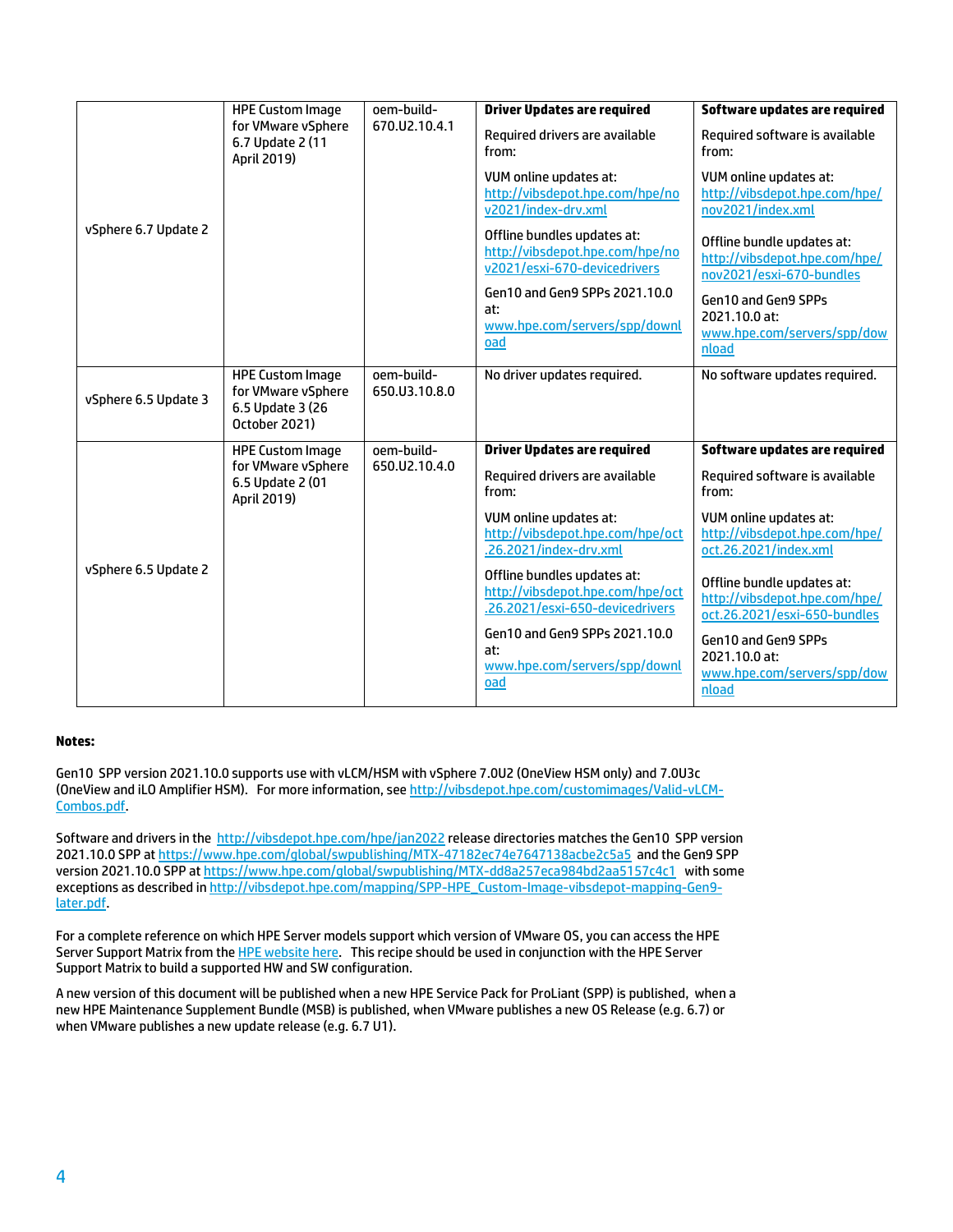| | | | | |
|---|---|---|---|---|
| vSphere 6.7 Update 2 | HPE Custom Image for VMware vSphere 6.7 Update 2 (11 April 2019) | oem-build-670.U2.10.4.1 | **Driver Updates are required**<br><br>Required drivers are available from:<br><br>VUM online updates at: http://vibsdepot.hpe.com/hpe/nov2021/index-drv.xml<br><br>Offline bundles updates at: http://vibsdepot.hpe.com/hpe/nov2021/esxi-670-devicedrivers<br><br>Gen10 and Gen9 SPPs 2021.10.0 at: www.hpe.com/servers/spp/download | **Software updates are required**<br><br>Required software is available from:<br><br>VUM online updates at: http://vibsdepot.hpe.com/hpe/nov2021/index.xml<br><br>Offline bundle updates at: http://vibsdepot.hpe.com/hpe/nov2021/esxi-670-bundles<br><br>Gen10 and Gen9 SPPs 2021.10.0 at: www.hpe.com/servers/spp/download |
| vSphere 6.5 Update 3 | HPE Custom Image for VMware vSphere 6.5 Update 3 (26 October 2021) | oem-build-650.U3.10.8.0 | No driver updates required. | No software updates required. |
| vSphere 6.5 Update 2 | HPE Custom Image for VMware vSphere 6.5 Update 2 (01 April 2019) | oem-build-650.U2.10.4.0 | **Driver Updates are required**<br><br>Required drivers are available from:<br><br>VUM online updates at: http://vibsdepot.hpe.com/hpe/oct.26.2021/index-drv.xml<br><br>Offline bundles updates at: http://vibsdepot.hpe.com/hpe/oct.26.2021/esxi-650-devicedrivers<br><br>Gen10 and Gen9 SPPs 2021.10.0 at: www.hpe.com/servers/spp/download | **Software updates are required**<br><br>Required software is available from:<br><br>VUM online updates at: http://vibsdepot.hpe.com/hpe/oct.26.2021/index.xml<br><br>Offline bundle updates at: http://vibsdepot.hpe.com/hpe/oct.26.2021/esxi-650-bundles<br><br>Gen10 and Gen9 SPPs 2021.10.0 at: www.hpe.com/servers/spp/download |

**Notes:**

Gen10 SPP version 2021.10.0 supports use with vLCM/HSM with vSphere 7.0U2 (OneView HSM only) and 7.0U3c (OneView and iLO Amplifier HSM). For more information, see http://vibsdepot.hpe.com/customimages/Valid-vLCM-Combos.pdf.

Software and drivers in the http://vibsdepot.hpe.com/hpe/jan2022 release directories matches the Gen10 SPP version 2021.10.0 SPP at https://www.hpe.com/global/swpublishing/MTX-47182ec74e7647138acbe2c5a5 and the Gen9 SPP version 2021.10.0 SPP at https://www.hpe.com/global/swpublishing/MTX-dd8a257eca984bd2aa5157c4c1 with some exceptions as described in http://vibsdepot.hpe.com/mapping/SPP-HPE_Custom-Image-vibsdepot-mapping-Gen9-later.pdf.

For a complete reference on which HPE Server models support which version of VMware OS, you can access the HPE Server Support Matrix from the HPE website here. This recipe should be used in conjunction with the HPE Server Support Matrix to build a supported HW and SW configuration.

A new version of this document will be published when a new HPE Service Pack for ProLiant (SPP) is published, when a new HPE Maintenance Supplement Bundle (MSB) is published, when VMware publishes a new OS Release (e.g. 6.7) or when VMware publishes a new update release (e.g. 6.7 U1).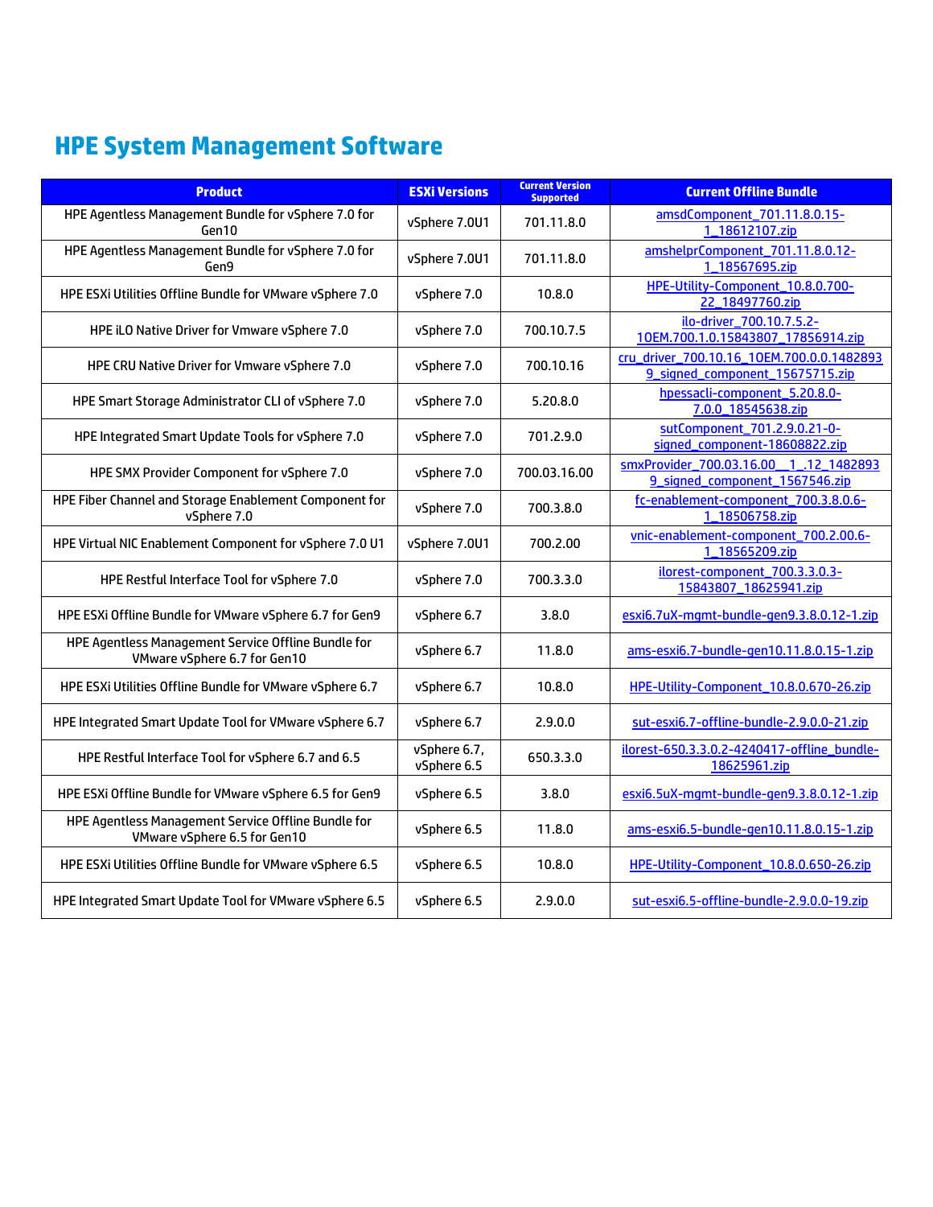# HPE System Management Software

| Product | ESXi Versions | Current Version Supported | Current Offline Bundle |
| --- | --- | --- | --- |
| HPE Agentless Management Bundle for vSphere 7.0 for Gen10 | vSphere 7.0U1 | 701.11.8.0 | amsdComponent_701.11.8.0.15-1_18612107.zip |
| HPE Agentless Management Bundle for vSphere 7.0 for Gen9 | vSphere 7.0U1 | 701.11.8.0 | amshelprComponent_701.11.8.0.12-1_18567695.zip |
| HPE ESXi Utilities Offline Bundle for VMware vSphere 7.0 | vSphere 7.0 | 10.8.0 | HPE-Utility-Component_10.8.0.700-22_18497760.zip |
| HPE iLO Native Driver for Vmware vSphere 7.0 | vSphere 7.0 | 700.10.7.5 | ilo-driver_700.10.7.5.2-1OEM.700.1.0.15843807_17856914.zip |
| HPE CRU Native Driver for Vmware vSphere 7.0 | vSphere 7.0 | 700.10.16 | cru_driver_700.10.16_1OEM.700.0.0.14828939_signed_component_15675715.zip |
| HPE Smart Storage Administrator CLI of vSphere 7.0 | vSphere 7.0 | 5.20.8.0 | hpessacli-component_5.20.8.0-7.0.0_18545638.zip |
| HPE Integrated Smart Update Tools for vSphere 7.0 | vSphere 7.0 | 701.2.9.0 | sutComponent_701.2.9.0.21-0-signed_component-18608822.zip |
| HPE SMX Provider Component for vSphere 7.0 | vSphere 7.0 | 700.03.16.00 | smxProvider_700.03.16.00__1_.12_14828939_signed_component_1567546.zip |
| HPE Fiber Channel and Storage Enablement Component for vSphere 7.0 | vSphere 7.0 | 700.3.8.0 | fc-enablement-component_700.3.8.0.6-1_18506758.zip |
| HPE Virtual NIC Enablement Component for vSphere 7.0 U1 | vSphere 7.0U1 | 700.2.00 | vnic-enablement-component_700.2.00.6-1_18565209.zip |
| HPE Restful Interface Tool for vSphere 7.0 | vSphere 7.0 | 700.3.3.0 | ilorest-component_700.3.3.0.3-15843807_18625941.zip |
| HPE ESXi Offline Bundle for VMware vSphere 6.7 for Gen9 | vSphere 6.7 | 3.8.0 | esxi6.7uX-mgmt-bundle-gen9.3.8.0.12-1.zip |
| HPE Agentless Management Service Offline Bundle for VMware vSphere 6.7 for Gen10 | vSphere 6.7 | 11.8.0 | ams-esxi6.7-bundle-gen10.11.8.0.15-1.zip |
| HPE ESXi Utilities Offline Bundle for VMware vSphere 6.7 | vSphere 6.7 | 10.8.0 | HPE-Utility-Component_10.8.0.670-26.zip |
| HPE Integrated Smart Update Tool for VMware vSphere 6.7 | vSphere 6.7 | 2.9.0.0 | sut-esxi6.7-offline-bundle-2.9.0.0-21.zip |
| HPE Restful Interface Tool for vSphere 6.7 and 6.5 | vSphere 6.7, vSphere 6.5 | 650.3.3.0 | ilorest-650.3.3.0.2-4240417-offline_bundle-18625961.zip |
| HPE ESXi Offline Bundle for VMware vSphere 6.5 for Gen9 | vSphere 6.5 | 3.8.0 | esxi6.5uX-mgmt-bundle-gen9.3.8.0.12-1.zip |
| HPE Agentless Management Service Offline Bundle for VMware vSphere 6.5 for Gen10 | vSphere 6.5 | 11.8.0 | ams-esxi6.5-bundle-gen10.11.8.0.15-1.zip |
| HPE ESXi Utilities Offline Bundle for VMware vSphere 6.5 | vSphere 6.5 | 10.8.0 | HPE-Utility-Component_10.8.0.650-26.zip |
| HPE Integrated Smart Update Tool for VMware vSphere 6.5 | vSphere 6.5 | 2.9.0.0 | sut-esxi6.5-offline-bundle-2.9.0.0-19.zip |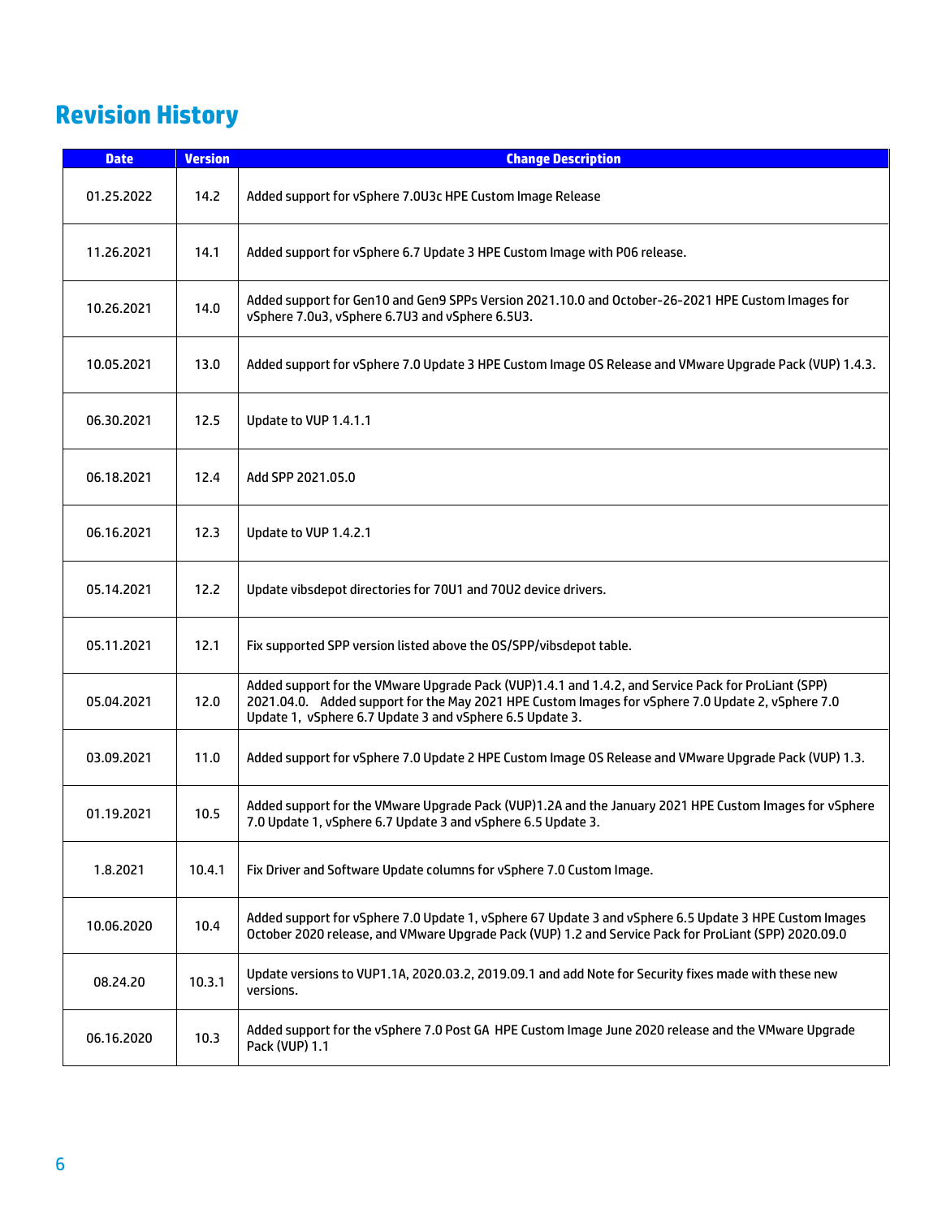## Revision History

| Date | Version | Change Description |
|---|---|---|
| 01.25.2022 | 14.2 | Added support for vSphere 7.0U3c HPE Custom Image Release |
| 11.26.2021 | 14.1 | Added support for vSphere 6.7 Update 3 HPE Custom Image with P06 release. |
| 10.26.2021 | 14.0 | Added support for Gen10 and Gen9 SPPs Version 2021.10.0 and October-26-2021 HPE Custom Images for vSphere 7.0u3, vSphere 6.7U3 and vSphere 6.5U3. |
| 10.05.2021 | 13.0 | Added support for vSphere 7.0 Update 3 HPE Custom Image OS Release and VMware Upgrade Pack (VUP) 1.4.3. |
| 06.30.2021 | 12.5 | Update to VUP 1.4.1.1 |
| 06.18.2021 | 12.4 | Add SPP 2021.05.0 |
| 06.16.2021 | 12.3 | Update to VUP 1.4.2.1 |
| 05.14.2021 | 12.2 | Update vibsdepot directories for 70U1 and 70U2 device drivers. |
| 05.11.2021 | 12.1 | Fix supported SPP version listed above the OS/SPP/vibsdepot table. |
| 05.04.2021 | 12.0 | Added support for the VMware Upgrade Pack (VUP)1.4.1 and 1.4.2, and Service Pack for ProLiant (SPP) 2021.04.0. Added support for the May 2021 HPE Custom Images for vSphere 7.0 Update 2, vSphere 7.0 Update 1, vSphere 6.7 Update 3 and vSphere 6.5 Update 3. |
| 03.09.2021 | 11.0 | Added support for vSphere 7.0 Update 2 HPE Custom Image OS Release and VMware Upgrade Pack (VUP) 1.3. |
| 01.19.2021 | 10.5 | Added support for the VMware Upgrade Pack (VUP)1.2A and the January 2021 HPE Custom Images for vSphere 7.0 Update 1, vSphere 6.7 Update 3 and vSphere 6.5 Update 3. |
| 1.8.2021 | 10.4.1 | Fix Driver and Software Update columns for vSphere 7.0 Custom Image. |
| 10.06.2020 | 10.4 | Added support for vSphere 7.0 Update 1, vSphere 67 Update 3 and vSphere 6.5 Update 3 HPE Custom Images October 2020 release, and VMware Upgrade Pack (VUP) 1.2 and Service Pack for ProLiant (SPP) 2020.09.0 |
| 08.24.20 | 10.3.1 | Update versions to VUP1.1A, 2020.03.2, 2019.09.1 and add Note for Security fixes made with these new versions. |
| 06.16.2020 | 10.3 | Added support for the vSphere 7.0 Post GA HPE Custom Image June 2020 release and the VMware Upgrade Pack (VUP) 1.1 |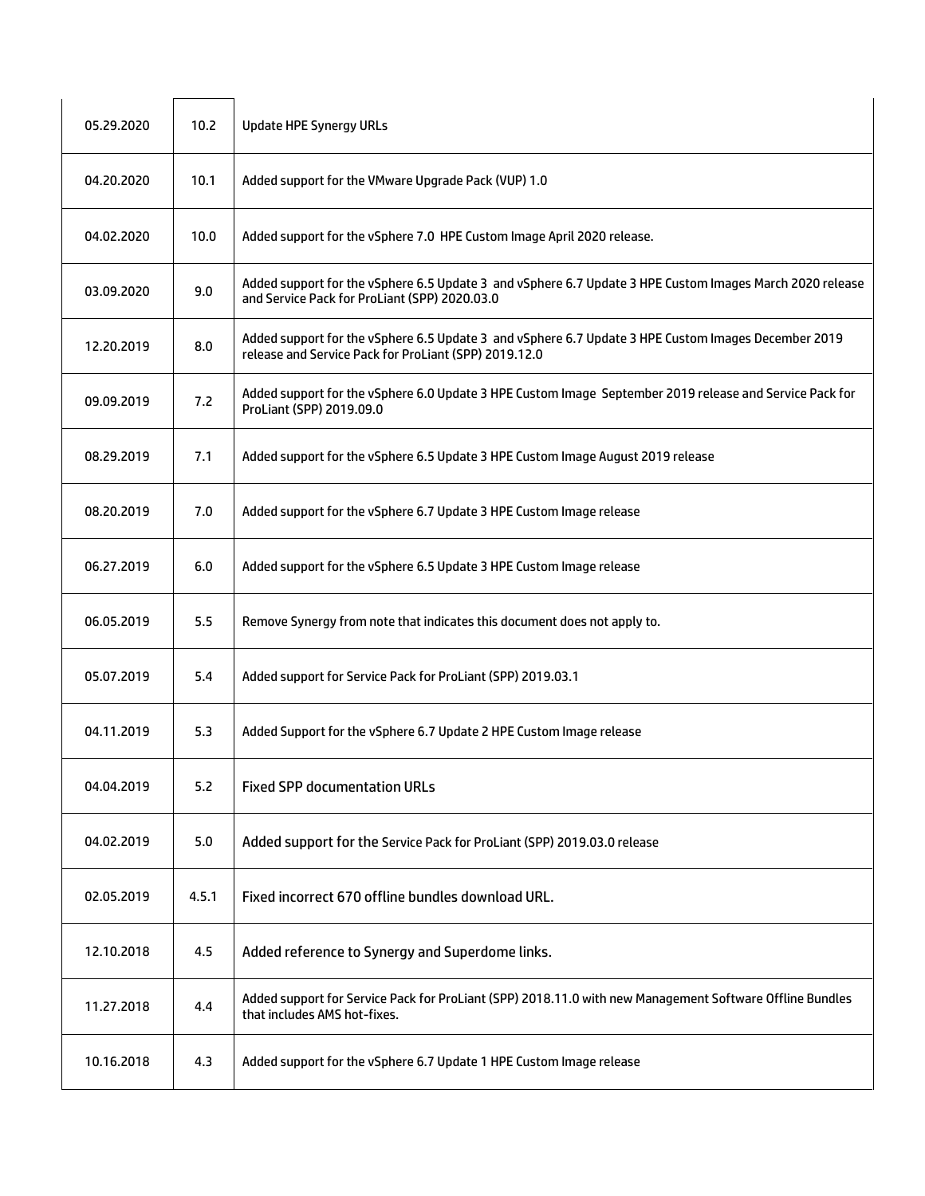| | | |
|---|---|---|
| 05.29.2020 | 10.2 | Update HPE Synergy URLs |
| 04.20.2020 | 10.1 | Added support for the VMware Upgrade Pack (VUP) 1.0 |
| 04.02.2020 | 10.0 | Added support for the vSphere 7.0 HPE Custom Image April 2020 release. |
| 03.09.2020 | 9.0 | Added support for the vSphere 6.5 Update 3 and vSphere 6.7 Update 3 HPE Custom Images March 2020 release and Service Pack for ProLiant (SPP) 2020.03.0 |
| 12.20.2019 | 8.0 | Added support for the vSphere 6.5 Update 3 and vSphere 6.7 Update 3 HPE Custom Images December 2019 release and Service Pack for ProLiant (SPP) 2019.12.0 |
| 09.09.2019 | 7.2 | Added support for the vSphere 6.0 Update 3 HPE Custom Image September 2019 release and Service Pack for ProLiant (SPP) 2019.09.0 |
| 08.29.2019 | 7.1 | Added support for the vSphere 6.5 Update 3 HPE Custom Image August 2019 release |
| 08.20.2019 | 7.0 | Added support for the vSphere 6.7 Update 3 HPE Custom Image release |
| 06.27.2019 | 6.0 | Added support for the vSphere 6.5 Update 3 HPE Custom Image release |
| 06.05.2019 | 5.5 | Remove Synergy from note that indicates this document does not apply to. |
| 05.07.2019 | 5.4 | Added support for Service Pack for ProLiant (SPP) 2019.03.1 |
| 04.11.2019 | 5.3 | Added Support for the vSphere 6.7 Update 2 HPE Custom Image release |
| 04.04.2019 | 5.2 | Fixed SPP documentation URLs |
| 04.02.2019 | 5.0 | Added support for the Service Pack for ProLiant (SPP) 2019.03.0 release |
| 02.05.2019 | 4.5.1 | Fixed incorrect 670 offline bundles download URL. |
| 12.10.2018 | 4.5 | Added reference to Synergy and Superdome links. |
| 11.27.2018 | 4.4 | Added support for Service Pack for ProLiant (SPP) 2018.11.0 with new Management Software Offline Bundles that includes AMS hot-fixes. |
| 10.16.2018 | 4.3 | Added support for the vSphere 6.7 Update 1 HPE Custom Image release |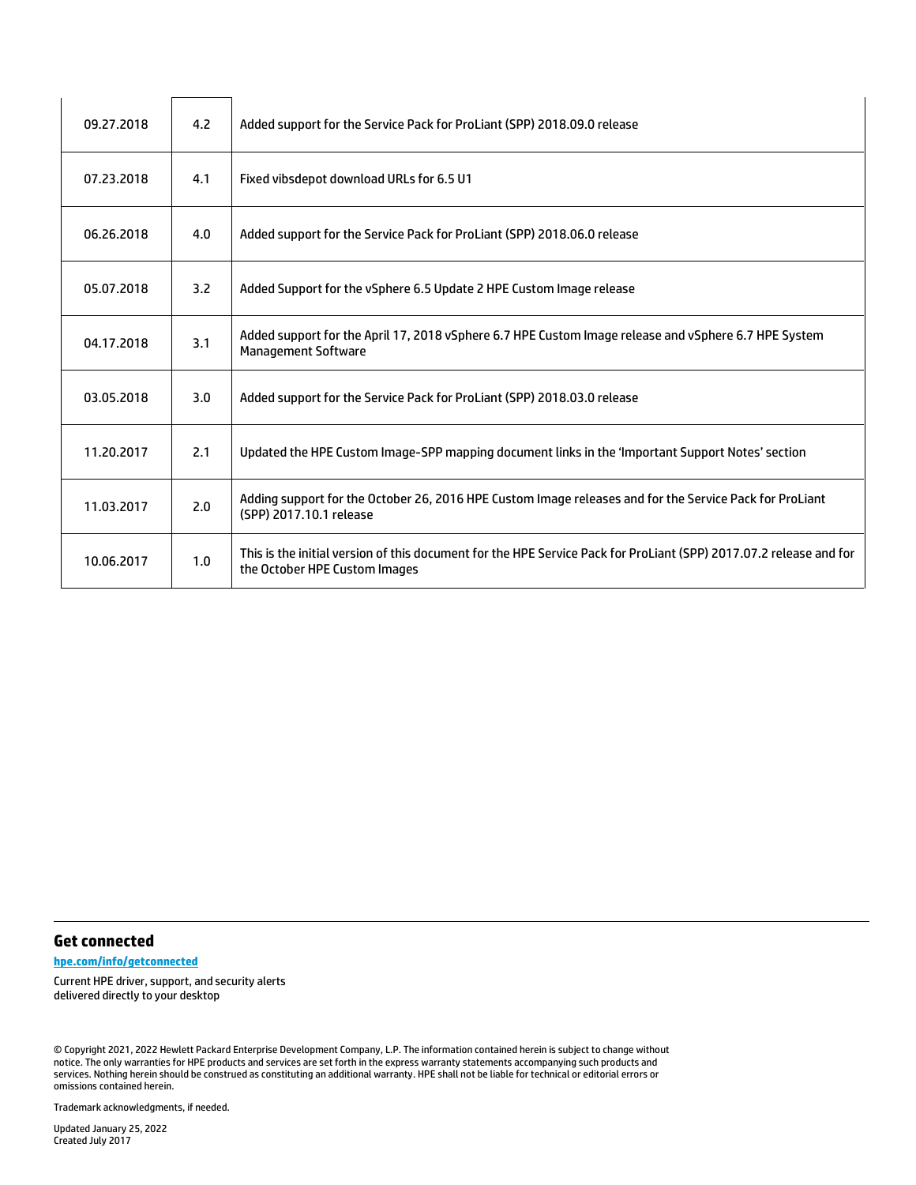| | | |
|---|---|---|
| 09.27.2018 | 4.2 | Added support for the Service Pack for ProLiant (SPP) 2018.09.0 release |
| 07.23.2018 | 4.1 | Fixed vibsdepot download URLs for 6.5 U1 |
| 06.26.2018 | 4.0 | Added support for the Service Pack for ProLiant (SPP) 2018.06.0 release |
| 05.07.2018 | 3.2 | Added Support for the vSphere 6.5 Update 2 HPE Custom Image release |
| 04.17.2018 | 3.1 | Added support for the April 17, 2018 vSphere 6.7 HPE Custom Image release and vSphere 6.7 HPE System Management Software |
| 03.05.2018 | 3.0 | Added support for the Service Pack for ProLiant (SPP) 2018.03.0 release |
| 11.20.2017 | 2.1 | Updated the HPE Custom Image-SPP mapping document links in the 'Important Support Notes' section |
| 11.03.2017 | 2.0 | Adding support for the October 26, 2016 HPE Custom Image releases and for the Service Pack for ProLiant (SPP) 2017.10.1 release |
| 10.06.2017 | 1.0 | This is the initial version of this document for the HPE Service Pack for ProLiant (SPP) 2017.07.2 release and for the October HPE Custom Images |

## Get connected

**hpe.com/info/getconnected**

Current HPE driver, support, and security alerts delivered directly to your desktop

© Copyright 2021, 2022 Hewlett Packard Enterprise Development Company, L.P. The information contained herein is subject to change without notice. The only warranties for HPE products and services are set forth in the express warranty statements accompanying such products and services. Nothing herein should be construed as constituting an additional warranty. HPE shall not be liable for technical or editorial errors or omissions contained herein.

Trademark acknowledgments, if needed.

Updated January 25, 2022
Created July 2017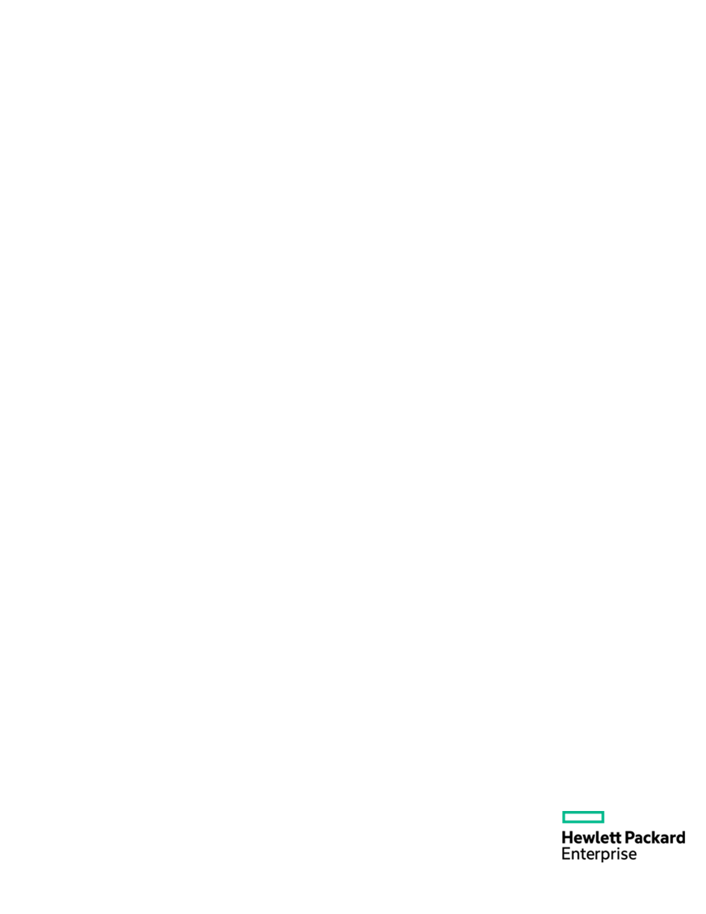Hewlett Packard Enterprise